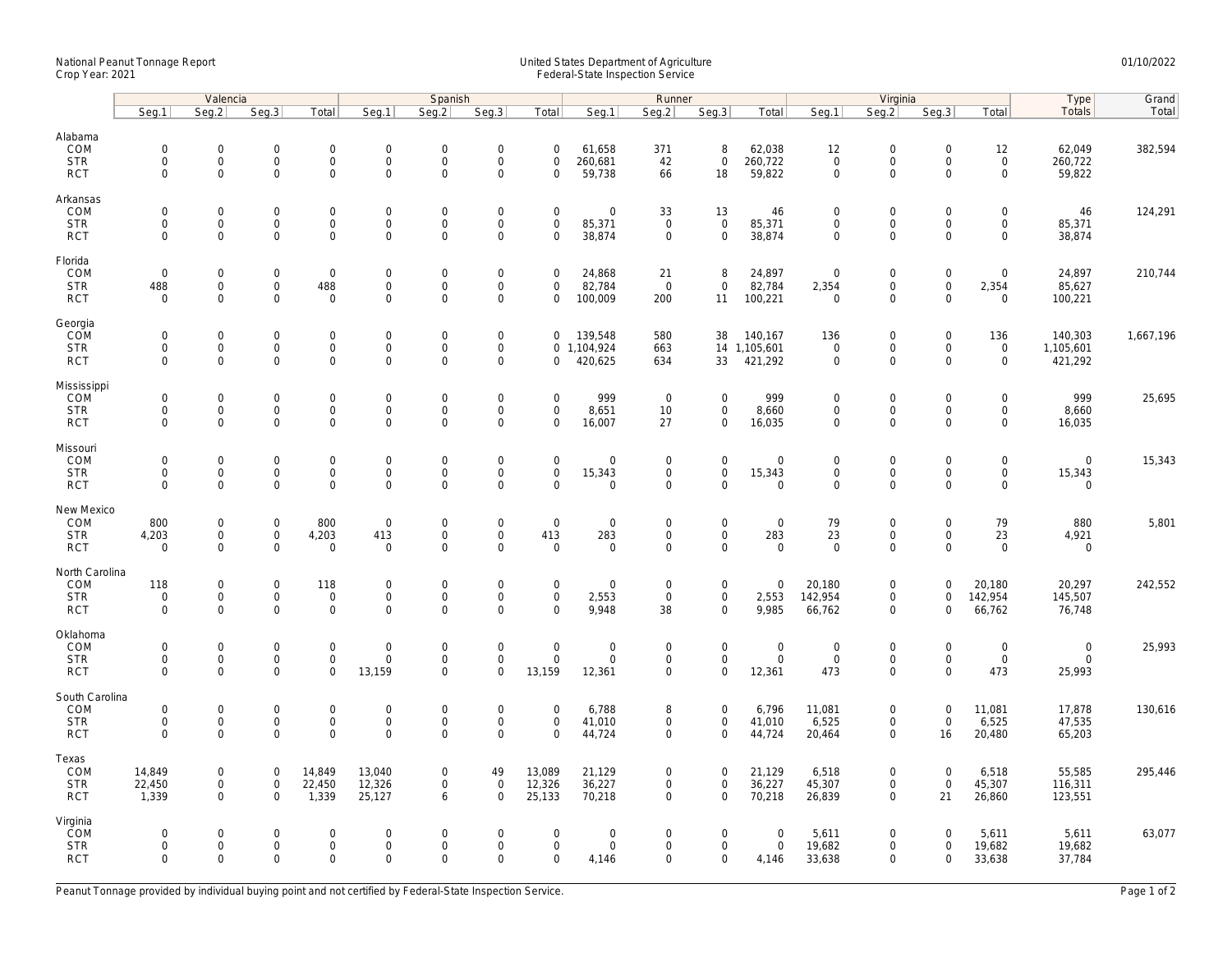National Peanut Tonnage Report
Crop Year: 2021

United States Department of Agriculture
Federal-State Inspection Service

01/10/2022

| | Valencia | | | | Spanish | | | | Runner | | | | Virginia | | | | Type | Grand |
|---|---|---|---|---|---|---|---|---|---|---|---|---|---|---|---|---|---|---|
| | Seg.1 | Seg.2 | Seg.3 | Total | Seg.1 | Seg.2 | Seg.3 | Total | Seg.1 | Seg.2 | Seg.3 | Total | Seg.1 | Seg.2 | Seg.3 | Total | Totals | Total |
| **Alabama** | | | | | | | | | | | | | | | | | | |
| COM | 0 | 0 | 0 | 0 | 0 | 0 | 0 | 0 | 61,658 | 371 | 8 | 62,038 | 12 | 0 | 0 | 12 | 62,049 | 382,594 |
| STR | 0 | 0 | 0 | 0 | 0 | 0 | 0 | 0 | 260,681 | 42 | 0 | 260,722 | 0 | 0 | 0 | 0 | 260,722 | |
| RCT | 0 | 0 | 0 | 0 | 0 | 0 | 0 | 0 | 59,738 | 66 | 18 | 59,822 | 0 | 0 | 0 | 0 | 59,822 | |
| **Arkansas** | | | | | | | | | | | | | | | | | | |
| COM | 0 | 0 | 0 | 0 | 0 | 0 | 0 | 0 | 0 | 33 | 13 | 46 | 0 | 0 | 0 | 0 | 46 | 124,291 |
| STR | 0 | 0 | 0 | 0 | 0 | 0 | 0 | 0 | 85,371 | 0 | 0 | 85,371 | 0 | 0 | 0 | 0 | 85,371 | |
| RCT | 0 | 0 | 0 | 0 | 0 | 0 | 0 | 0 | 38,874 | 0 | 0 | 38,874 | 0 | 0 | 0 | 0 | 38,874 | |
| **Florida** | | | | | | | | | | | | | | | | | | |
| COM | 0 | 0 | 0 | 0 | 0 | 0 | 0 | 0 | 24,868 | 21 | 8 | 24,897 | 0 | 0 | 0 | 0 | 24,897 | 210,744 |
| STR | 488 | 0 | 0 | 488 | 0 | 0 | 0 | 0 | 82,784 | 0 | 0 | 82,784 | 2,354 | 0 | 0 | 2,354 | 85,627 | |
| RCT | 0 | 0 | 0 | 0 | 0 | 0 | 0 | 0 | 100,009 | 200 | 11 | 100,221 | 0 | 0 | 0 | 0 | 100,221 | |
| **Georgia** | | | | | | | | | | | | | | | | | | |
| COM | 0 | 0 | 0 | 0 | 0 | 0 | 0 | 0 | 139,548 | 580 | 38 | 140,167 | 136 | 0 | 0 | 136 | 140,303 | 1,667,196 |
| STR | 0 | 0 | 0 | 0 | 0 | 0 | 0 | 0 | 1,104,924 | 663 | 14 | 1,105,601 | 0 | 0 | 0 | 0 | 1,105,601 | |
| RCT | 0 | 0 | 0 | 0 | 0 | 0 | 0 | 0 | 420,625 | 634 | 33 | 421,292 | 0 | 0 | 0 | 0 | 421,292 | |
| **Mississippi** | | | | | | | | | | | | | | | | | | |
| COM | 0 | 0 | 0 | 0 | 0 | 0 | 0 | 0 | 999 | 0 | 0 | 999 | 0 | 0 | 0 | 0 | 999 | 25,695 |
| STR | 0 | 0 | 0 | 0 | 0 | 0 | 0 | 0 | 8,651 | 10 | 0 | 8,660 | 0 | 0 | 0 | 0 | 8,660 | |
| RCT | 0 | 0 | 0 | 0 | 0 | 0 | 0 | 0 | 16,007 | 27 | 0 | 16,035 | 0 | 0 | 0 | 0 | 16,035 | |
| **Missouri** | | | | | | | | | | | | | | | | | | |
| COM | 0 | 0 | 0 | 0 | 0 | 0 | 0 | 0 | 0 | 0 | 0 | 0 | 0 | 0 | 0 | 0 | 0 | 15,343 |
| STR | 0 | 0 | 0 | 0 | 0 | 0 | 0 | 0 | 15,343 | 0 | 0 | 15,343 | 0 | 0 | 0 | 0 | 15,343 | |
| RCT | 0 | 0 | 0 | 0 | 0 | 0 | 0 | 0 | 0 | 0 | 0 | 0 | 0 | 0 | 0 | 0 | 0 | |
| **New Mexico** | | | | | | | | | | | | | | | | | | |
| COM | 800 | 0 | 0 | 800 | 0 | 0 | 0 | 0 | 0 | 0 | 0 | 0 | 79 | 0 | 0 | 79 | 880 | 5,801 |
| STR | 4,203 | 0 | 0 | 4,203 | 413 | 0 | 0 | 413 | 283 | 0 | 0 | 283 | 23 | 0 | 0 | 23 | 4,921 | |
| RCT | 0 | 0 | 0 | 0 | 0 | 0 | 0 | 0 | 0 | 0 | 0 | 0 | 0 | 0 | 0 | 0 | 0 | |
| **North Carolina** | | | | | | | | | | | | | | | | | | |
| COM | 118 | 0 | 0 | 118 | 0 | 0 | 0 | 0 | 0 | 0 | 0 | 0 | 20,180 | 0 | 0 | 20,180 | 20,297 | 242,552 |
| STR | 0 | 0 | 0 | 0 | 0 | 0 | 0 | 0 | 2,553 | 0 | 0 | 2,553 | 142,954 | 0 | 0 | 142,954 | 145,507 | |
| RCT | 0 | 0 | 0 | 0 | 0 | 0 | 0 | 0 | 9,948 | 38 | 0 | 9,985 | 66,762 | 0 | 0 | 66,762 | 76,748 | |
| **Oklahoma** | | | | | | | | | | | | | | | | | | |
| COM | 0 | 0 | 0 | 0 | 0 | 0 | 0 | 0 | 0 | 0 | 0 | 0 | 0 | 0 | 0 | 0 | 0 | 25,993 |
| STR | 0 | 0 | 0 | 0 | 0 | 0 | 0 | 0 | 0 | 0 | 0 | 0 | 0 | 0 | 0 | 0 | 0 | |
| RCT | 0 | 0 | 0 | 0 | 13,159 | 0 | 0 | 13,159 | 12,361 | 0 | 0 | 12,361 | 473 | 0 | 0 | 473 | 25,993 | |
| **South Carolina** | | | | | | | | | | | | | | | | | | |
| COM | 0 | 0 | 0 | 0 | 0 | 0 | 0 | 0 | 6,788 | 8 | 0 | 6,796 | 11,081 | 0 | 0 | 11,081 | 17,878 | 130,616 |
| STR | 0 | 0 | 0 | 0 | 0 | 0 | 0 | 0 | 41,010 | 0 | 0 | 41,010 | 6,525 | 0 | 0 | 6,525 | 47,535 | |
| RCT | 0 | 0 | 0 | 0 | 0 | 0 | 0 | 0 | 44,724 | 0 | 0 | 44,724 | 20,464 | 0 | 16 | 20,480 | 65,203 | |
| **Texas** | | | | | | | | | | | | | | | | | | |
| COM | 14,849 | 0 | 0 | 14,849 | 13,040 | 0 | 49 | 13,089 | 21,129 | 0 | 0 | 21,129 | 6,518 | 0 | 0 | 6,518 | 55,585 | 295,446 |
| STR | 22,450 | 0 | 0 | 22,450 | 12,326 | 0 | 0 | 12,326 | 36,227 | 0 | 0 | 36,227 | 45,307 | 0 | 0 | 45,307 | 116,311 | |
| RCT | 1,339 | 0 | 0 | 1,339 | 25,127 | 6 | 0 | 25,133 | 70,218 | 0 | 0 | 70,218 | 26,839 | 0 | 21 | 26,860 | 123,551 | |
| **Virginia** | | | | | | | | | | | | | | | | | | |
| COM | 0 | 0 | 0 | 0 | 0 | 0 | 0 | 0 | 0 | 0 | 0 | 0 | 5,611 | 0 | 0 | 5,611 | 5,611 | 63,077 |
| STR | 0 | 0 | 0 | 0 | 0 | 0 | 0 | 0 | 0 | 0 | 0 | 0 | 19,682 | 0 | 0 | 19,682 | 19,682 | |
| RCT | 0 | 0 | 0 | 0 | 0 | 0 | 0 | 0 | 4,146 | 0 | 0 | 4,146 | 33,638 | 0 | 0 | 33,638 | 37,784 | |

Peanut Tonnage provided by individual buying point and not certified by Federal-State Inspection Service.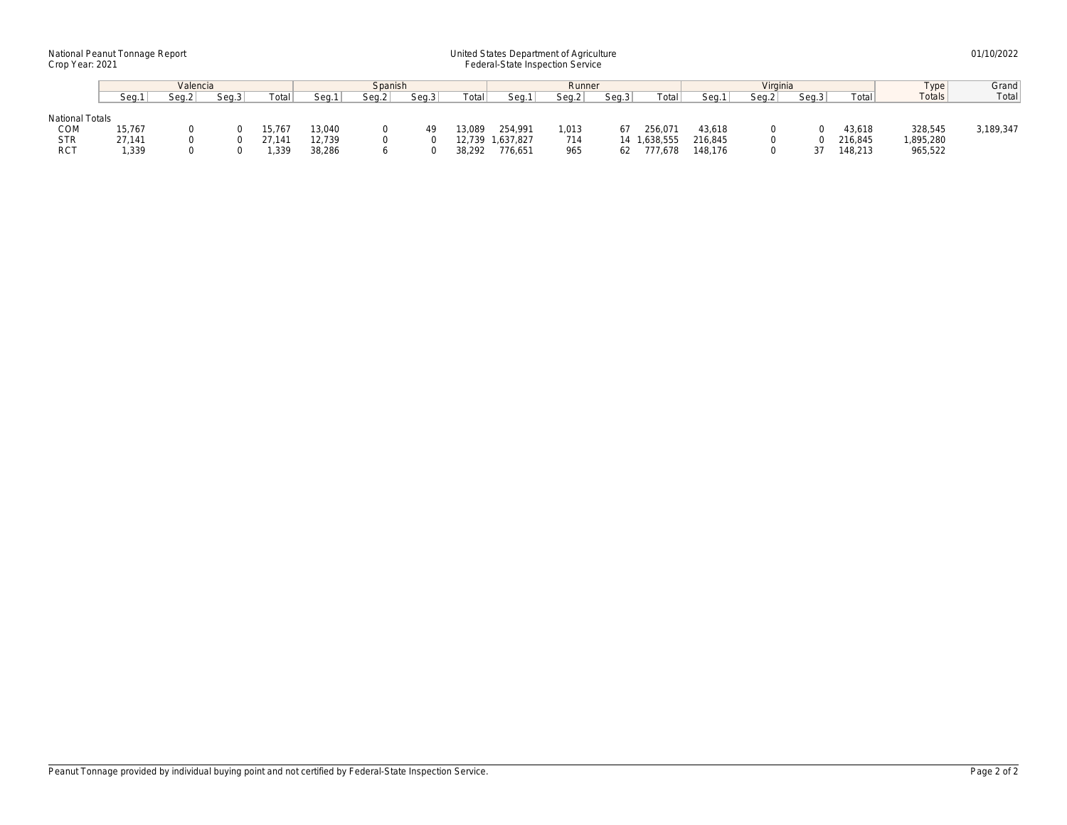National Peanut Tonnage Report
Crop Year: 2021

United States Department of Agriculture
Federal-State Inspection Service

01/10/2022

| | Valencia | | | | Spanish | | | | Runner | | | | Virginia | | | | Type | Grand |
|---|---|---|---|---|---|---|---|---|---|---|---|---|---|---|---|---|---|---|
| | Seg.1 | Seg.2 | Seg.3 | Total | Seg.1 | Seg.2 | Seg.3 | Total | Seg.1 | Seg.2 | Seg.3 | Total | Seg.1 | Seg.2 | Seg.3 | Total | Totals | Total |
| National Totals | | | | | | | | | | | | | | | | | | |
| COM | 15,767 | 0 | 0 | 15,767 | 13,040 | 0 | 49 | 13,089 | 254,991 | 1,013 | 67 | 256,071 | 43,618 | 0 | 0 | 43,618 | 328,545 | 3,189,347 |
| STR | 27,141 | 0 | 0 | 27,141 | 12,739 | 0 | 0 | 12,739 | 1,637,827 | 714 | 14 | 1,638,555 | 216,845 | 0 | 0 | 216,845 | 1,895,280 | |
| RCT | 1,339 | 0 | 0 | 1,339 | 38,286 | 6 | 0 | 38,292 | 776,651 | 965 | 62 | 777,678 | 148,176 | 0 | 37 | 148,213 | 965,522 | |

Peanut Tonnage provided by individual buying point and not certified by Federal-State Inspection Service.